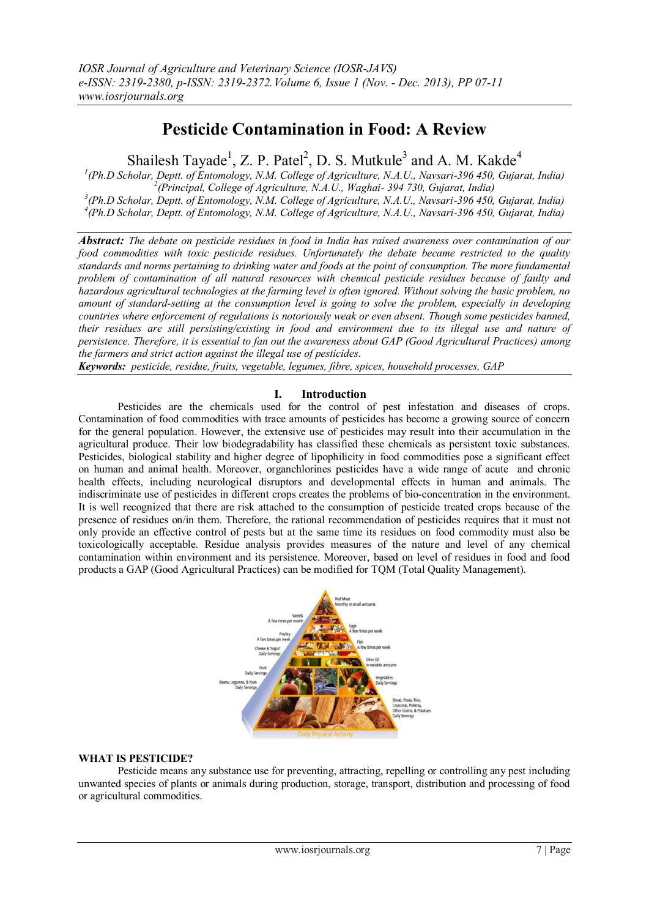# Pesticide Contamination in Food: A Review

Shailesh Tayade[1], Z. P. Patel[2], D. S. Mutkule[3] and A. M. Kakde[4]

[1](Ph.D Scholar, Deptt. of Entomology, N.M. College of Agriculture, N.A.U., Navsari-396 450, Gujarat, India)
[2](Principal, College of Agriculture, N.A.U., Waghai- 394 730, Gujarat, India)
[3](Ph.D Scholar, Deptt. of Entomology, N.M. College of Agriculture, N.A.U., Navsari-396 450, Gujarat, India)
[4](Ph.D Scholar, Deptt. of Entomology, N.M. College of Agriculture, N.A.U., Navsari-396 450, Gujarat, India)

***Abstract:*** *The debate on pesticide residues in food in India has raised awareness over contamination of our food commodities with toxic pesticide residues. Unfortunately the debate became restricted to the quality standards and norms pertaining to drinking water and foods at the point of consumption. The more fundamental problem of contamination of all natural resources with chemical pesticide residues because of faulty and hazardous agricultural technologies at the farming level is often ignored. Without solving the basic problem, no amount of standard-setting at the consumption level is going to solve the problem, especially in developing countries where enforcement of regulations is notoriously weak or even absent. Though some pesticides banned, their residues are still persisting/existing in food and environment due to its illegal use and nature of persistence. Therefore, it is essential to fan out the awareness about GAP (Good Agricultural Practices) among the farmers and strict action against the illegal use of pesticides.*

***Keywords:*** *pesticide, residue, fruits, vegetable, legumes, fibre, spices, household processes, GAP*

## I. Introduction

Pesticides are the chemicals used for the control of pest infestation and diseases of crops. Contamination of food commodities with trace amounts of pesticides has become a growing source of concern for the general population. However, the extensive use of pesticides may result into their accumulation in the agricultural produce. Their low biodegradability has classified these chemicals as persistent toxic substances. Pesticides, biological stability and higher degree of lipophilicity in food commodities pose a significant effect on human and animal health. Moreover, organchlorines pesticides have a wide range of acute and chronic health effects, including neurological disruptors and developmental effects in human and animals. The indiscriminate use of pesticides in different crops creates the problems of bio-concentration in the environment. It is well recognized that there are risk attached to the consumption of pesticide treated crops because of the presence of residues on/in them. Therefore, the rational recommendation of pesticides requires that it must not only provide an effective control of pests but at the same time its residues on food commodity must also be toxicologically acceptable. Residue analysis provides measures of the nature and level of any chemical contamination within environment and its persistence. Moreover, based on level of residues in food and food products a GAP (Good Agricultural Practices) can be modified for TQM (Total Quality Management).

### WHAT IS PESTICIDE?

Pesticide means any substance use for preventing, attracting, repelling or controlling any pest including unwanted species of plants or animals during production, storage, transport, distribution and processing of food or agricultural commodities.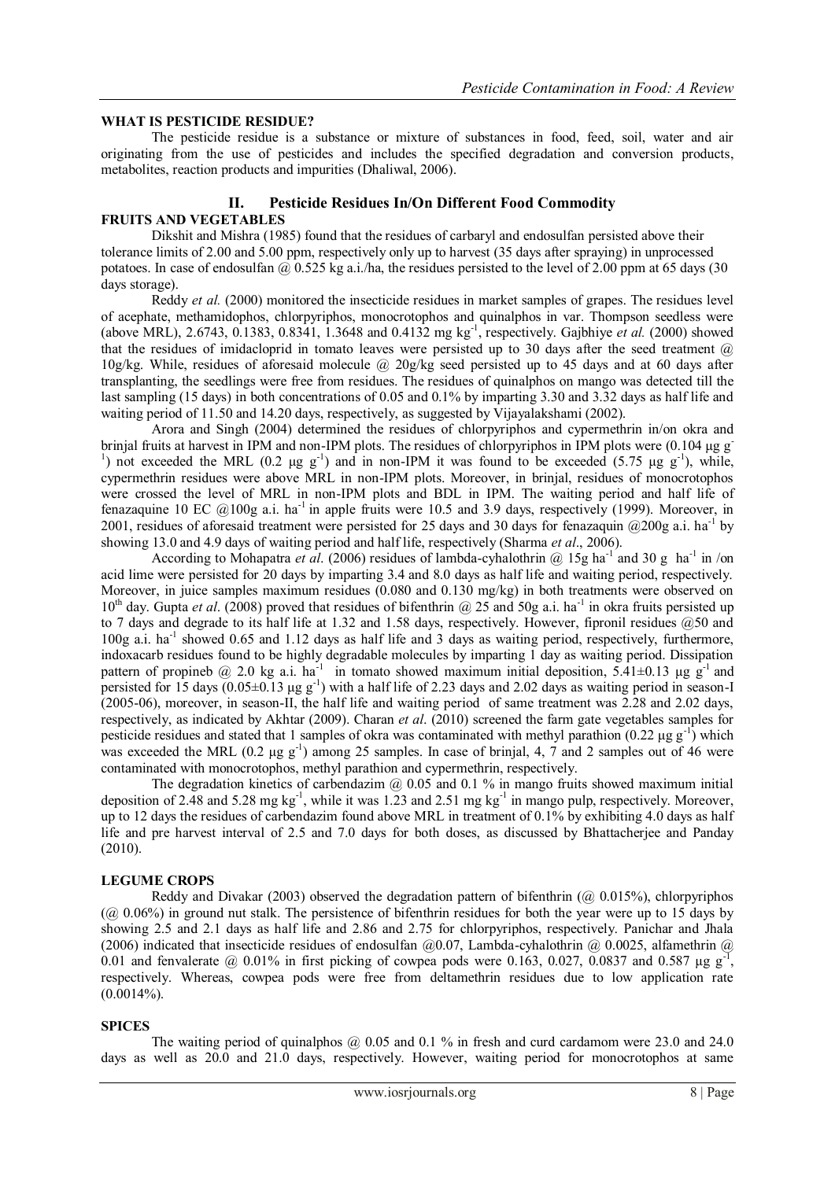### WHAT IS PESTICIDE RESIDUE?

The pesticide residue is a substance or mixture of substances in food, feed, soil, water and air originating from the use of pesticides and includes the specified degradation and conversion products, metabolites, reaction products and impurities (Dhaliwal, 2006).

## II. Pesticide Residues In/On Different Food Commodity

### FRUITS AND VEGETABLES

Dikshit and Mishra (1985) found that the residues of carbaryl and endosulfan persisted above their tolerance limits of 2.00 and 5.00 ppm, respectively only up to harvest (35 days after spraying) in unprocessed potatoes. In case of endosulfan @ 0.525 kg a.i./ha, the residues persisted to the level of 2.00 ppm at 65 days (30 days storage).

Reddy *et al.* (2000) monitored the insecticide residues in market samples of grapes. The residues level of acephate, methamidophos, chlorpyriphos, monocrotophos and quinalphos in var. Thompson seedless were (above MRL), 2.6743, 0.1383, 0.8341, 1.3648 and 0.4132 mg $kg^{-1}$, respectively. Gajbhiye *et al.* (2000) showed that the residues of imidacloprid in tomato leaves were persisted up to 30 days after the seed treatment @ 10g/kg. While, residues of aforesaid molecule @ 20g/kg seed persisted up to 45 days and at 60 days after transplanting, the seedlings were free from residues. The residues of quinalphos on mango was detected till the last sampling (15 days) in both concentrations of 0.05 and 0.1% by imparting 3.30 and 3.32 days as half life and waiting period of 11.50 and 14.20 days, respectively, as suggested by Vijayalakshami (2002).

Arora and Singh (2004) determined the residues of chlorpyriphos and cypermethrin in/on okra and brinjal fruits at harvest in IPM and non-IPM plots. The residues of chlorpyriphos in IPM plots were (0.104 μg $g^{-1}$) not exceeded the MRL (0.2 μg $g^{-1}$) and in non-IPM it was found to be exceeded (5.75 μg $g^{-1}$), while, cypermethrin residues were above MRL in non-IPM plots. Moreover, in brinjal, residues of monocrotophos were crossed the level of MRL in non-IPM plots and BDL in IPM. The waiting period and half life of fenazaquine 10 EC @100g a.i. $ha^{-1}$ in apple fruits were 10.5 and 3.9 days, respectively (1999). Moreover, in 2001, residues of aforesaid treatment were persisted for 25 days and 30 days for fenazaquin @200g a.i. $ha^{-1}$ by showing 13.0 and 4.9 days of waiting period and half life, respectively (Sharma *et al*., 2006).

According to Mohapatra *et al*. (2006) residues of lambda-cyhalothrin @ 15g $ha^{-1}$ and 30 g $ha^{-1}$ in /on acid lime were persisted for 20 days by imparting 3.4 and 8.0 days as half life and waiting period, respectively. Moreover, in juice samples maximum residues (0.080 and 0.130 mg/kg) in both treatments were observed on $10^{th}$ day. Gupta *et al*. (2008) proved that residues of bifenthrin @ 25 and 50g a.i. $ha^{-1}$ in okra fruits persisted up to 7 days and degrade to its half life at 1.32 and 1.58 days, respectively. However, fipronil residues @50 and 100g a.i. $ha^{-1}$ showed 0.65 and 1.12 days as half life and 3 days as waiting period, respectively, furthermore, indoxacarb residues found to be highly degradable molecules by imparting 1 day as waiting period. Dissipation pattern of propineb @ 2.0 kg a.i. $ha^{-1}$ in tomato showed maximum initial deposition, 5.41±0.13 μg $g^{-1}$ and persisted for 15 days (0.05±0.13 μg $g^{-1}$) with a half life of 2.23 days and 2.02 days as waiting period in season-I (2005-06), moreover, in season-II, the half life and waiting period of same treatment was 2.28 and 2.02 days, respectively, as indicated by Akhtar (2009). Charan *et al*. (2010) screened the farm gate vegetables samples for pesticide residues and stated that 1 samples of okra was contaminated with methyl parathion (0.22 μg $g^{-1}$) which was exceeded the MRL (0.2 μg $g^{-1}$) among 25 samples. In case of brinjal, 4, 7 and 2 samples out of 46 were contaminated with monocrotophos, methyl parathion and cypermethrin, respectively.

The degradation kinetics of carbendazim @ 0.05 and 0.1 % in mango fruits showed maximum initial deposition of 2.48 and 5.28 mg $kg^{-1}$, while it was 1.23 and 2.51 mg $kg^{-1}$ in mango pulp, respectively. Moreover, up to 12 days the residues of carbendazim found above MRL in treatment of 0.1% by exhibiting 4.0 days as half life and pre harvest interval of 2.5 and 7.0 days for both doses, as discussed by Bhattacherjee and Panday (2010).

### LEGUME CROPS

Reddy and Divakar (2003) observed the degradation pattern of bifenthrin (@ 0.015%), chlorpyriphos (@ 0.06%) in ground nut stalk. The persistence of bifenthrin residues for both the year were up to 15 days by showing 2.5 and 2.1 days as half life and 2.86 and 2.75 for chlorpyriphos, respectively. Panichar and Jhala (2006) indicated that insecticide residues of endosulfan @0.07, Lambda-cyhalothrin @ 0.0025, alfamethrin @ 0.01 and fenvalerate @ 0.01% in first picking of cowpea pods were 0.163, 0.027, 0.0837 and 0.587 μg $g^{-1}$, respectively. Whereas, cowpea pods were free from deltamethrin residues due to low application rate (0.0014%).

### SPICES

The waiting period of quinalphos @ 0.05 and 0.1 % in fresh and curd cardamom were 23.0 and 24.0 days as well as 20.0 and 21.0 days, respectively. However, waiting period for monocrotophos at same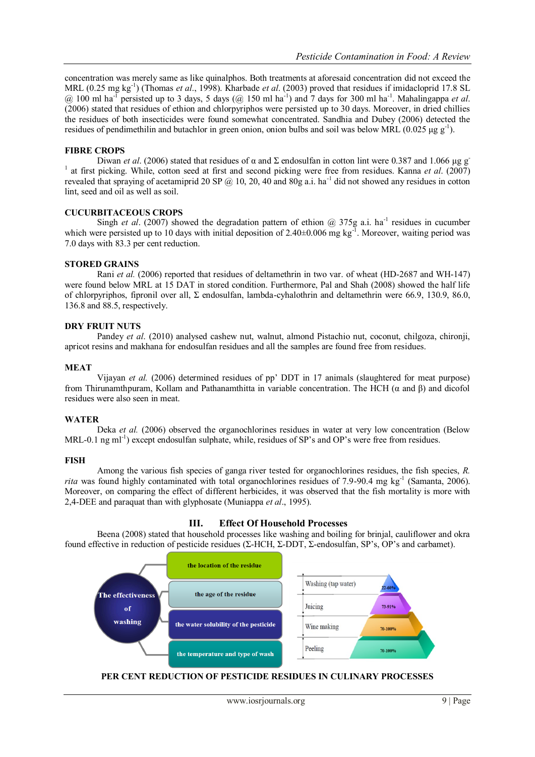concentration was merely same as like quinalphos. Both treatments at aforesaid concentration did not exceed the MRL (0.25 mg kg$^{-1}$) (Thomas *et al*., 1998). Kharbade *et al*. (2003) proved that residues if imidacloprid 17.8 SL @ 100 ml ha$^{-1}$ persisted up to 3 days, 5 days (@ 150 ml ha$^{-1}$) and 7 days for 300 ml ha$^{-1}$. Mahalingappa *et al.* (2006) stated that residues of ethion and chlorpyriphos were persisted up to 30 days. Moreover, in dried chillies the residues of both insecticides were found somewhat concentrated. Sandhia and Dubey (2006) detected the residues of pendimethilin and butachlor in green onion, onion bulbs and soil was below MRL (0.025 µg g$^{-1}$).

## FIBRE CROPS

Diwan *et al*. (2006) stated that residues of α and Σ endosulfan in cotton lint were 0.387 and 1.066 µg g$^{-1}$ at first picking. While, cotton seed at first and second picking were free from residues. Kanna *et al*. (2007) revealed that spraying of acetamiprid 20 SP @ 10, 20, 40 and 80g a.i. ha$^{-1}$ did not showed any residues in cotton lint, seed and oil as well as soil.

## CUCURBITACEOUS CROPS

Singh *et al*. (2007) showed the degradation pattern of ethion @ 375g a.i. ha$^{-1}$ residues in cucumber which were persisted up to 10 days with initial deposition of 2.40±0.006 mg kg$^{-1}$. Moreover, waiting period was 7.0 days with 83.3 per cent reduction.

## STORED GRAINS

Rani *et al.* (2006) reported that residues of deltamethrin in two var. of wheat (HD-2687 and WH-147) were found below MRL at 15 DAT in stored condition. Furthermore, Pal and Shah (2008) showed the half life of chlorpyriphos, fipronil over all, Σ endosulfan, lambda-cyhalothrin and deltamethrin were 66.9, 130.9, 86.0, 136.8 and 88.5, respectively.

## DRY FRUIT NUTS

Pandey *et al*. (2010) analysed cashew nut, walnut, almond Pistachio nut, coconut, chilgoza, chironji, apricot resins and makhana for endosulfan residues and all the samples are found free from residues.

## MEAT

Vijayan *et al.* (2006) determined residues of pp' DDT in 17 animals (slaughtered for meat purpose) from Thirunamthpuram, Kollam and Pathanamthitta in variable concentration. The HCH (α and β) and dicofol residues were also seen in meat.

## WATER

Deka *et al.* (2006) observed the organochlorines residues in water at very low concentration (Below MRL-0.1 ng ml$^{-1}$) except endosulfan sulphate, while, residues of SP's and OP's were free from residues.

## FISH

Among the various fish species of ganga river tested for organochlorines residues, the fish species, *R. rita* was found highly contaminated with total organochlorines residues of 7.9-90.4 mg kg$^{-1}$ (Samanta, 2006). Moreover, on comparing the effect of different herbicides, it was observed that the fish mortality is more with 2,4-DEE and paraquat than with glyphosate (Muniappa *et al*., 1995).

# III. Effect Of Household Processes

Beena (2008) stated that household processes like washing and boiling for brinjal, cauliflower and okra found effective in reduction of pesticide residues (Σ-HCH, Σ-DDT, Σ-endosulfan, SP's, OP's and carbamet).

The effectiveness of washing: the location of the residue; the age of the residue; the water solubility of the pesticide; the temperature and type of wash

Washing (tap water) 22-60%; Juicing 73-91%; Wine making 70-100%; Peeling 70-100%

**PER CENT REDUCTION OF PESTICIDE RESIDUES IN CULINARY PROCESSES**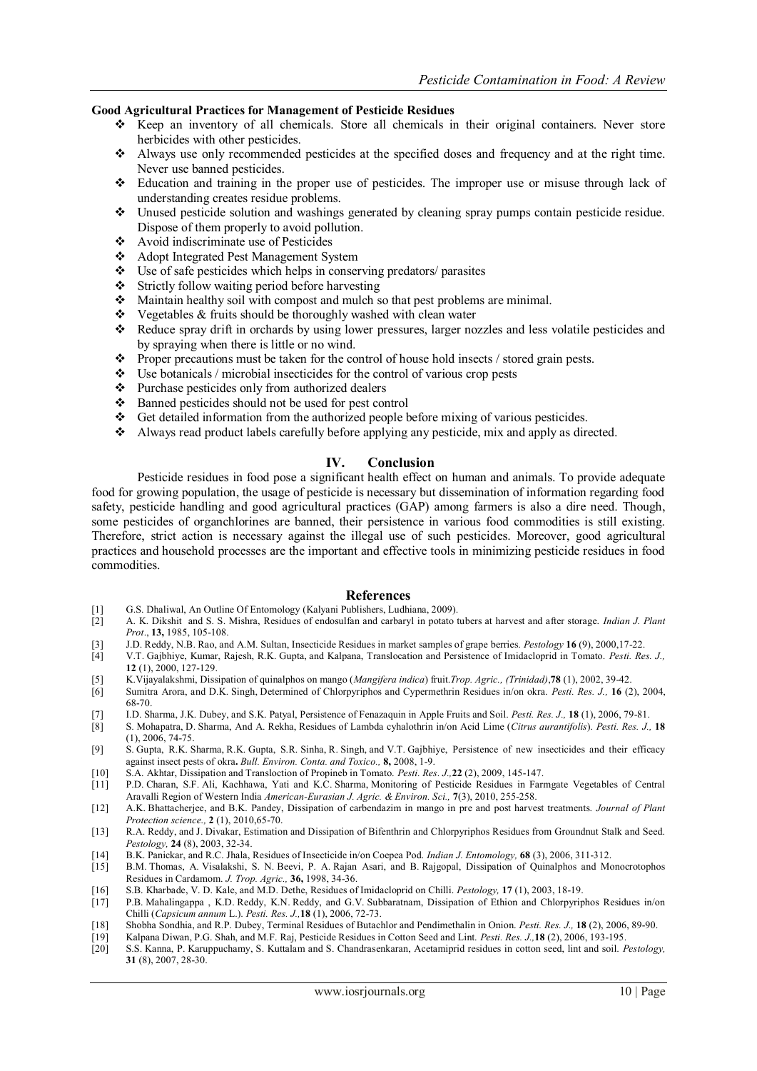**Good Agricultural Practices for Management of Pesticide Residues**

- Keep an inventory of all chemicals. Store all chemicals in their original containers. Never store herbicides with other pesticides.
- Always use only recommended pesticides at the specified doses and frequency and at the right time. Never use banned pesticides.
- Education and training in the proper use of pesticides. The improper use or misuse through lack of understanding creates residue problems.
- Unused pesticide solution and washings generated by cleaning spray pumps contain pesticide residue. Dispose of them properly to avoid pollution.
- Avoid indiscriminate use of Pesticides
- Adopt Integrated Pest Management System
- Use of safe pesticides which helps in conserving predators/ parasites
- Strictly follow waiting period before harvesting
- Maintain healthy soil with compost and mulch so that pest problems are minimal.
- Vegetables & fruits should be thoroughly washed with clean water
- Reduce spray drift in orchards by using lower pressures, larger nozzles and less volatile pesticides and by spraying when there is little or no wind.
- Proper precautions must be taken for the control of house hold insects / stored grain pests.
- Use botanicals / microbial insecticides for the control of various crop pests
- Purchase pesticides only from authorized dealers
- Banned pesticides should not be used for pest control
- Get detailed information from the authorized people before mixing of various pesticides.
- Always read product labels carefully before applying any pesticide, mix and apply as directed.

## IV. Conclusion

Pesticide residues in food pose a significant health effect on human and animals. To provide adequate food for growing population, the usage of pesticide is necessary but dissemination of information regarding food safety, pesticide handling and good agricultural practices (GAP) among farmers is also a dire need. Though, some pesticides of organchlorines are banned, their persistence in various food commodities is still existing. Therefore, strict action is necessary against the illegal use of such pesticides. Moreover, good agricultural practices and household processes are the important and effective tools in minimizing pesticide residues in food commodities.

## References

[1] G.S. Dhaliwal, An Outline Of Entomology (Kalyani Publishers, Ludhiana, 2009).

[2] A. K. Dikshit and S. S. Mishra, Residues of endosulfan and carbaryl in potato tubers at harvest and after storage. *Indian J. Plant Prot*., **13,** 1985, 105-108.

[3] J.D. Reddy, N.B. Rao, and A.M. Sultan, Insecticide Residues in market samples of grape berries. *Pestology* **16** (9), 2000,17-22.

[4] V.T. Gajbhiye, Kumar, Rajesh, R.K. Gupta, and Kalpana, Translocation and Persistence of Imidacloprid in Tomato. *Pesti. Res. J.,* **12** (1), 2000, 127-129.

[5] K.Vijayalakshmi, Dissipation of quinalphos on mango (*Mangifera indica*) fruit.*Trop. Agric., (Trinidad)*,**78** (1), 2002, 39-42.

[6] Sumitra Arora, and D.K. Singh, Determined of Chlorpyriphos and Cypermethrin Residues in/on okra. *Pesti. Res. J.,* **16** (2), 2004, 68-70.

[7] I.D. Sharma, J.K. Dubey, and S.K. Patyal, Persistence of Fenazaquin in Apple Fruits and Soil. *Pesti. Res. J.,* **18** (1), 2006, 79-81.

[8] S. Mohapatra, D. Sharma, And A. Rekha, Residues of Lambda cyhalothrin in/on Acid Lime (*Citrus aurantifolis*). *Pesti. Res. J.,* **18** (1), 2006, 74-75.

[9] S. Gupta, R.K. Sharma, R.K. Gupta, S.R. Sinha, R. Singh, and V.T. Gajbhiye, Persistence of new insecticides and their efficacy against insect pests of okra**.** *Bull. Environ. Conta. and Toxico.,* **8,** 2008, 1-9.

[10] S.A. Akhtar, Dissipation and Transloction of Propineb in Tomato. *Pesti. Res. J.,***22** (2), 2009, 145-147.

[11] P.D. Charan, S.F. Ali, Kachhawa, Yati and K.C. Sharma, Monitoring of Pesticide Residues in Farmgate Vegetables of Central Aravalli Region of Western India *American-Eurasian J. Agric. & Environ. Sci.,* **7**(3), 2010, 255-258.

[12] A.K. Bhattacherjee, and B.K. Pandey, Dissipation of carbendazim in mango in pre and post harvest treatments. *Journal of Plant Protection science.,* **2** (1), 2010,65-70.

[13] R.A. Reddy, and J. Divakar, Estimation and Dissipation of Bifenthrin and Chlorpyriphos Residues from Groundnut Stalk and Seed. *Pestology,* **24** (8), 2003, 32-34.

[14] B.K. Panickar, and R.C. Jhala, Residues of Insecticide in/on Coepea Pod. *Indian J. Entomology,* **68** (3), 2006, 311-312.

[15] B.M. Thomas, A. Visalakshi, S. N. Beevi, P. A. Rajan Asari, and B. Rajgopal, Dissipation of Ethion and Monocrotophos Residues in Cardamom. *J. Trop. Agric.,* **36,** 1998, 34-36.

[16] S.B. Kharbade, V. D. Kale, and M.D. Dethe, Residues of Imidacloprid on Chili. *Pestology,* **17** (1), 2003, 18-19.

[17] P.B. Mahalingappa , K.D. Reddy, K.N. Reddy, and G.V. Subbaratnam, Dissipation of Ethion and Chlorpyriphos Residues in/on Chilli (*Capsicum annum* L.). *Pesti. Res. J.,***18** (1), 2006, 72-73.

[18] Shobha Sondhia, and R.P. Dubey, Terminal Residues of Butachlor and Pendimethalin in Onion. *Pesti. Res. J.,* **18** (2), 2006, 89-90.

[19] Kalpana Diwan, P.G. Shah, and M.F. Raj, Pesticide Residues in Cotton Seed and Lint. *Pesti. Res. J.,***18** (2), 2006, 193-195.

[20] S.S. Kanna, P. Karuppuchamy, S. Kuttalam and S. Chandrasenkaran, Acetamiprid residues in cotton seed, lint and soil. *Pestology,* **31** (8), 2007, 28-30.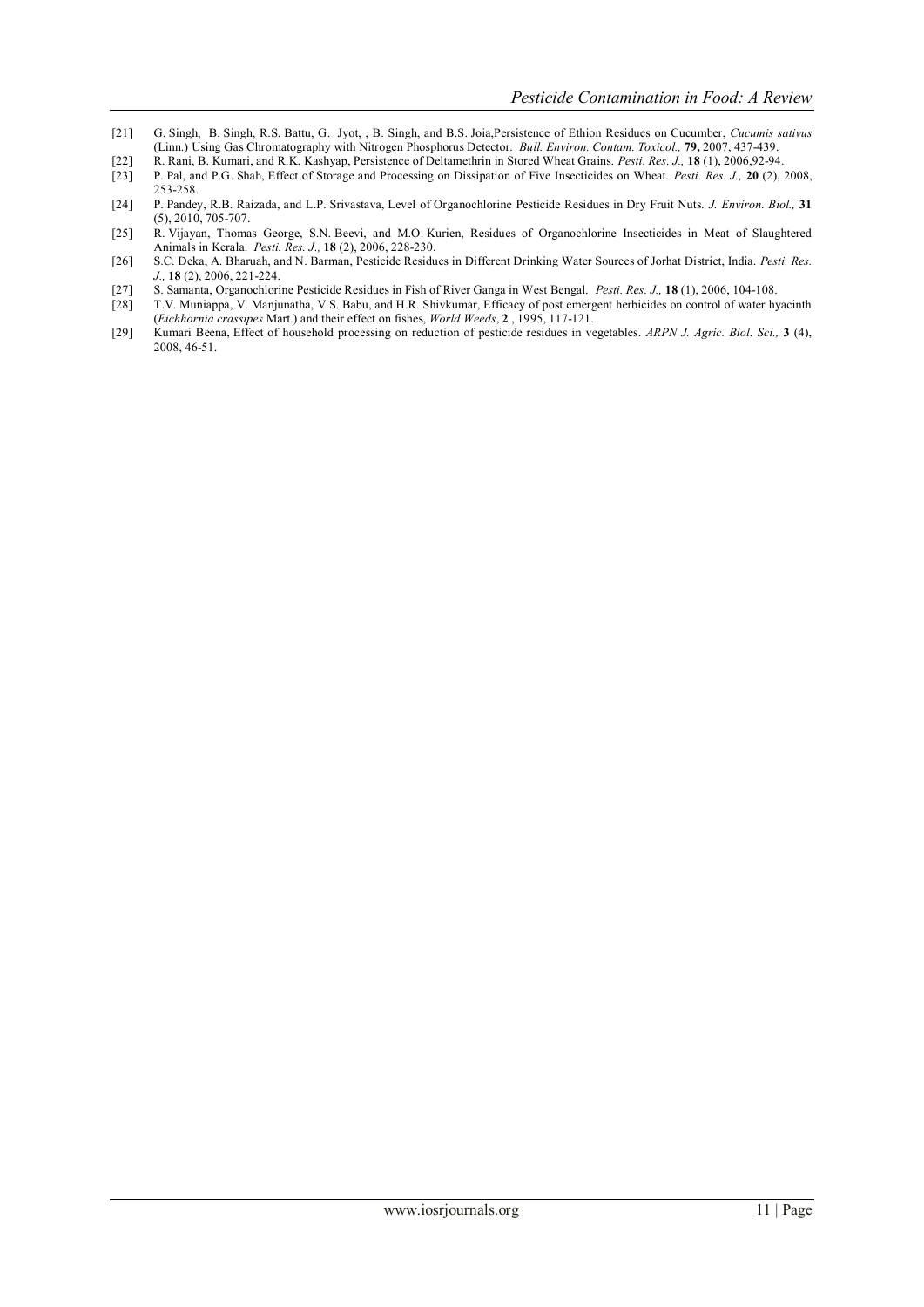[21] G. Singh, B. Singh, R.S. Battu, G. Jyot, , B. Singh, and B.S. Joia,Persistence of Ethion Residues on Cucumber, *Cucumis sativus* (Linn.) Using Gas Chromatography with Nitrogen Phosphorus Detector. *Bull. Environ. Contam. Toxicol.,* **79,** 2007, 437-439.

[22] R. Rani, B. Kumari, and R.K. Kashyap, Persistence of Deltamethrin in Stored Wheat Grains. *Pesti. Res. J.,* **18** (1), 2006,92-94.

[23] P. Pal, and P.G. Shah, Effect of Storage and Processing on Dissipation of Five Insecticides on Wheat. *Pesti. Res. J.,* **20** (2), 2008, 253-258.

[24] P. Pandey, R.B. Raizada, and L.P. Srivastava, Level of Organochlorine Pesticide Residues in Dry Fruit Nuts. *J. Environ. Biol.,* **31** (5), 2010, 705-707.

[25] R. Vijayan, Thomas George, S.N. Beevi, and M.O. Kurien, Residues of Organochlorine Insecticides in Meat of Slaughtered Animals in Kerala. *Pesti. Res. J.,* **18** (2), 2006, 228-230.

[26] S.C. Deka, A. Bharuah, and N. Barman, Pesticide Residues in Different Drinking Water Sources of Jorhat District, India. *Pesti. Res. J.,* **18** (2), 2006, 221-224.

[27] S. Samanta, Organochlorine Pesticide Residues in Fish of River Ganga in West Bengal. *Pesti. Res. J.,* **18** (1), 2006, 104-108.

[28] T.V. Muniappa, V. Manjunatha, V.S. Babu, and H.R. Shivkumar, Efficacy of post emergent herbicides on control of water hyacinth (*Eichhornia crassipes* Mart.) and their effect on fishes, *World Weeds*, **2** , 1995, 117-121.

[29] Kumari Beena, Effect of household processing on reduction of pesticide residues in vegetables. *ARPN J. Agric. Biol. Sci.,* **3** (4), 2008, 46-51.